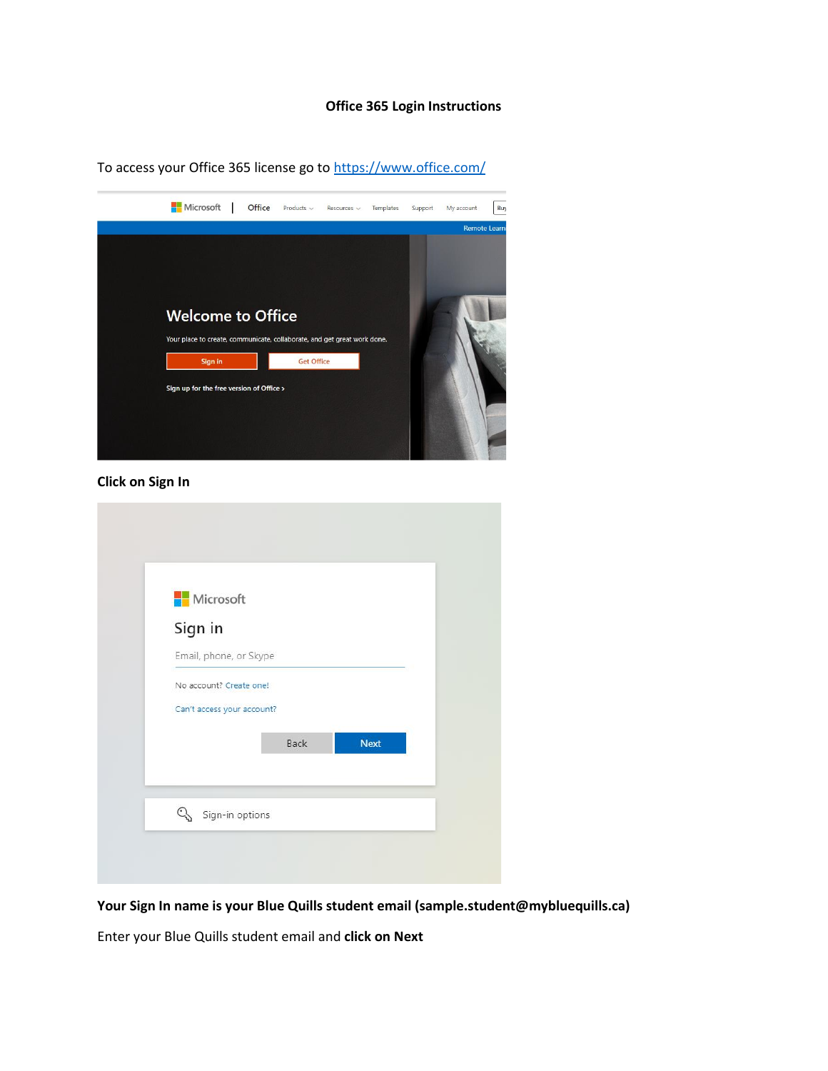# Office 365 Login Instructions

To access your Office 365 license go to [https://www.office.com/](https://www.office.com/)

**Click on Sign In**

**Your Sign In name is your Blue Quills student email (sample.student@mybluequills.ca)**

Enter your Blue Quills student email and **click on Next**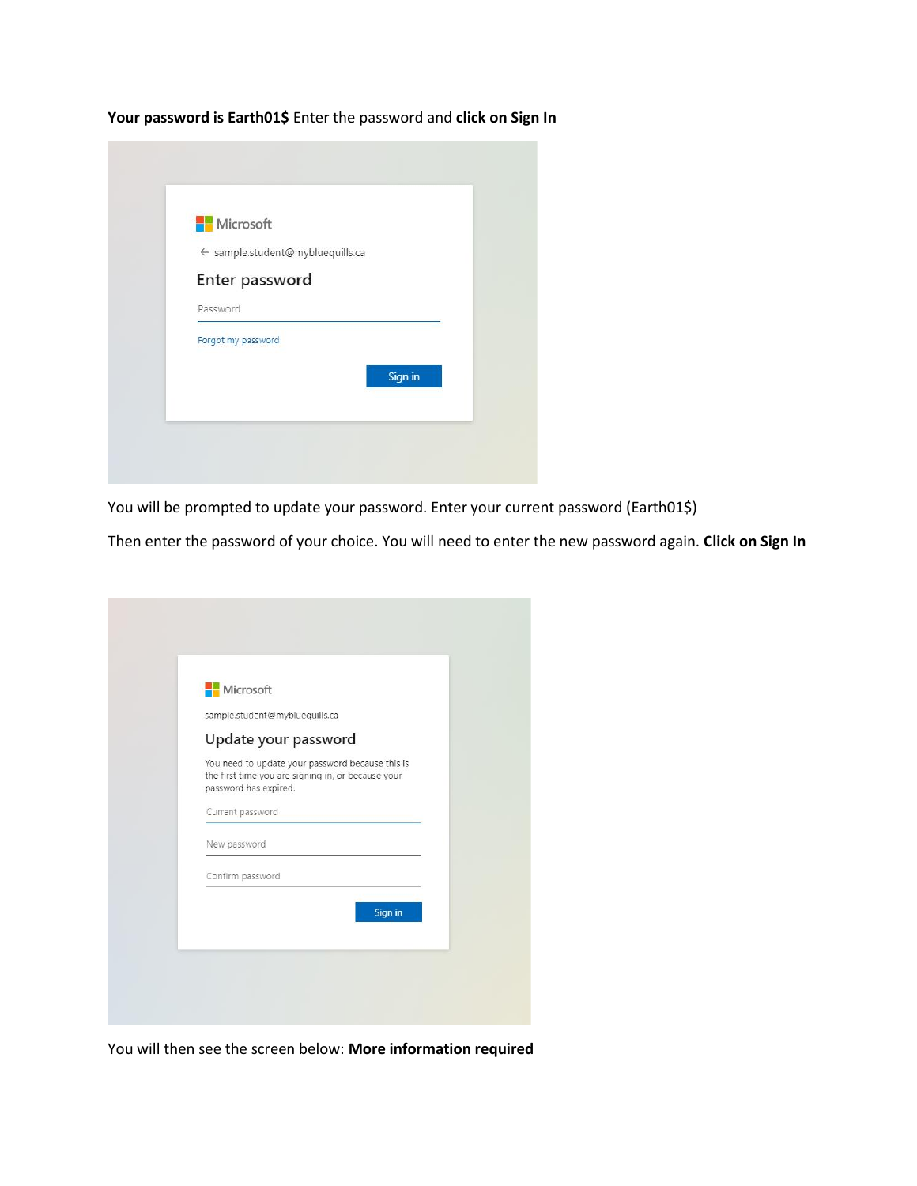**Your password is Earth01$** Enter the password and **click on Sign In**

Microsoft

← sample.student@mybluequills.ca

Enter password

Password

Forgot my password

Sign in

You will be prompted to update your password. Enter your current password (Earth01$)

Then enter the password of your choice. You will need to enter the new password again. **Click on Sign In**

Microsoft

sample.student@mybluequills.ca

Update your password

You need to update your password because this is the first time you are signing in, or because your password has expired.

Current password

New password

Confirm password

Sign in

You will then see the screen below: **More information required**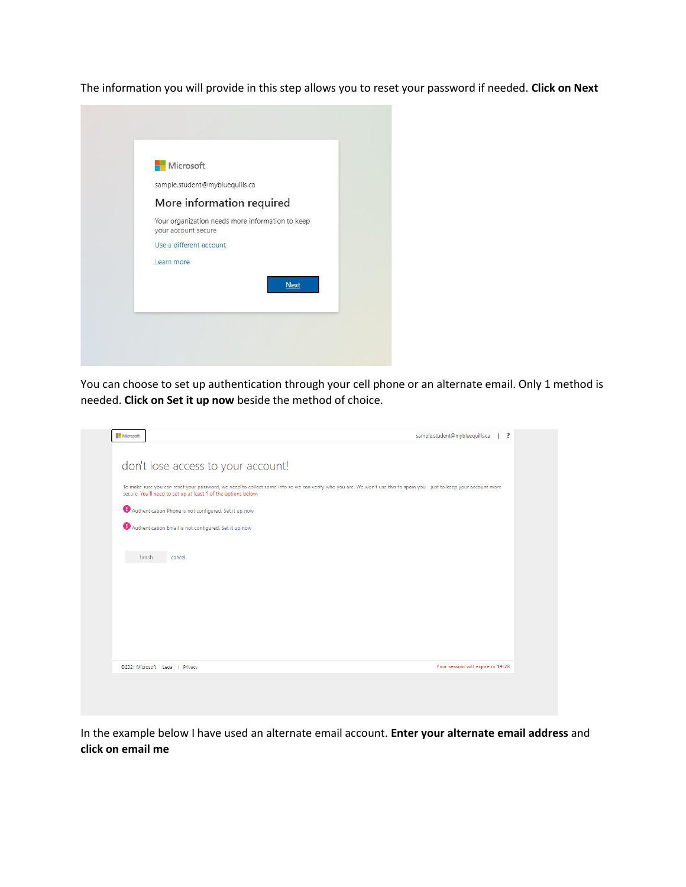The information you will provide in this step allows you to reset your password if needed. **Click on Next**

Microsoft

sample.student@mybluequills.ca

More information required

Your organization needs more information to keep your account secure

Use a different account

Learn more

Next

You can choose to set up authentication through your cell phone or an alternate email. Only 1 method is needed. **Click on Set it up now** beside the method of choice.

Microsoft    sample.student@mybluequills.ca | ?

don't lose access to your account!

To make sure you can reset your password, we need to collect some info so we can verify who you are. We won't use this to spam you - just to keep your account more secure. You'll need to set up at least 1 of the options below.

Authentication Phone is not configured. Set it up now

Authentication Email is not configured. Set it up now

finish    cancel

©2021 Microsoft    Legal | Privacy    Your session will expire in 14:28

In the example below I have used an alternate email account. **Enter your alternate email address** and **click on email me**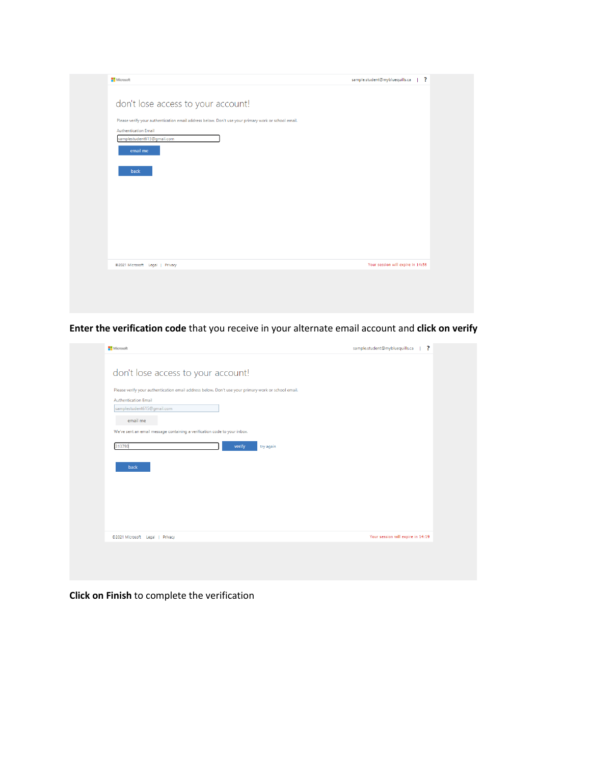**Enter the verification code** that you receive in your alternate email account and **click on verify**

**Click on Finish** to complete the verification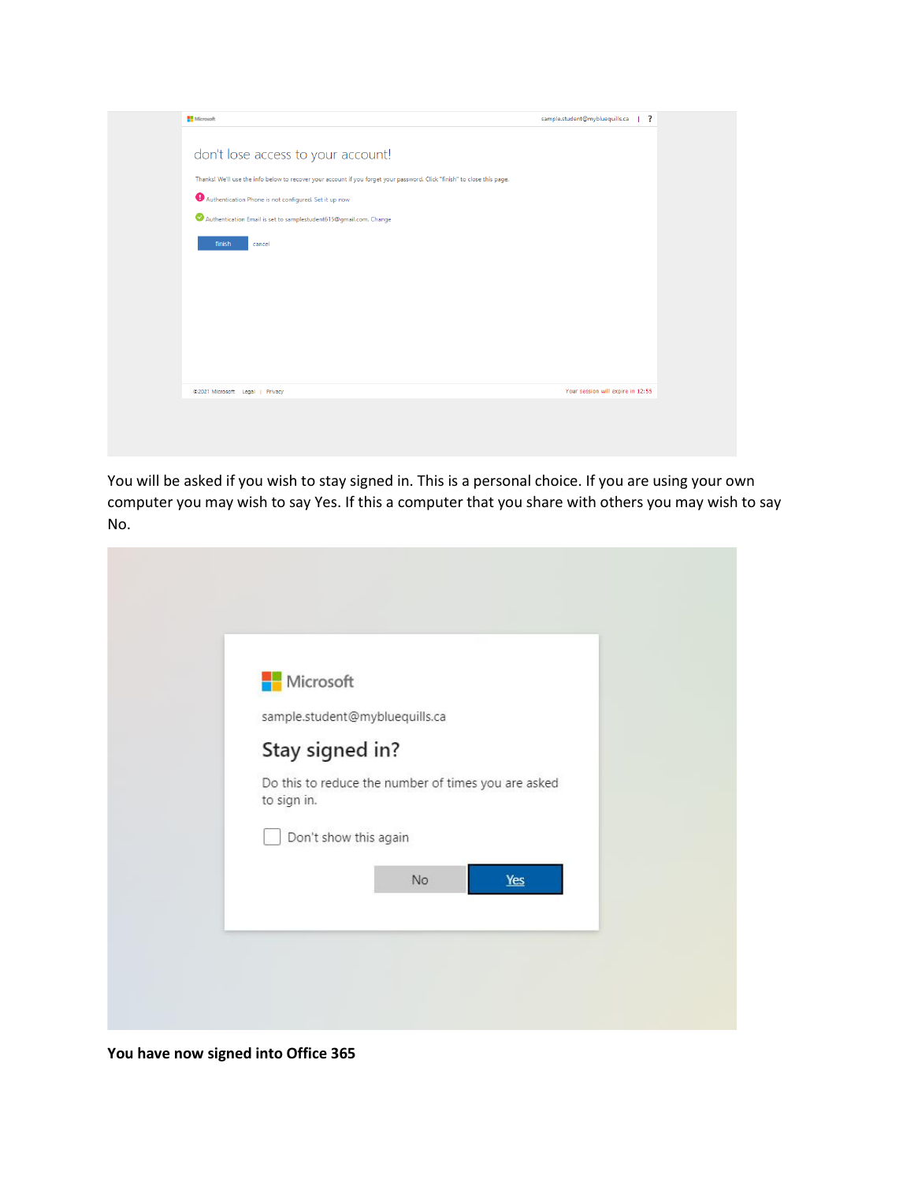You will be asked if you wish to stay signed in. This is a personal choice. If you are using your own computer you may wish to say Yes. If this a computer that you share with others you may wish to say No.

**You have now signed into Office 365**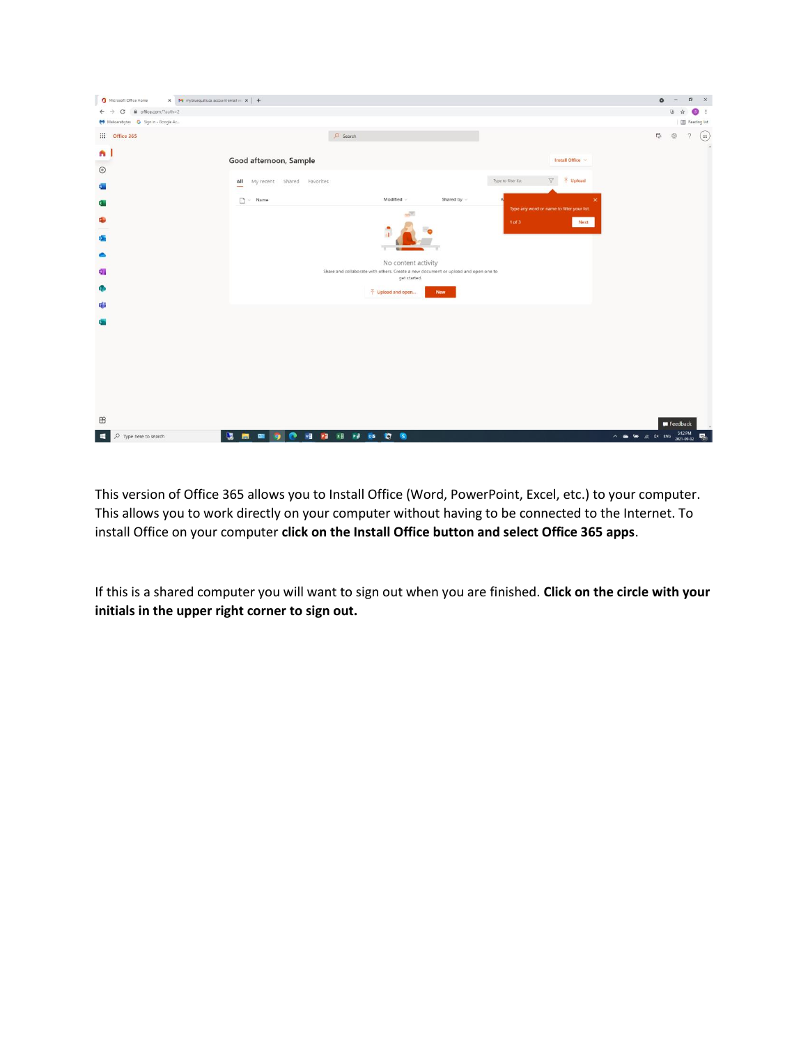This version of Office 365 allows you to Install Office (Word, PowerPoint, Excel, etc.) to your computer. This allows you to work directly on your computer without having to be connected to the Internet. To install Office on your computer **click on the Install Office button and select Office 365 apps**.

If this is a shared computer you will want to sign out when you are finished. **Click on the circle with your initials in the upper right corner to sign out.**